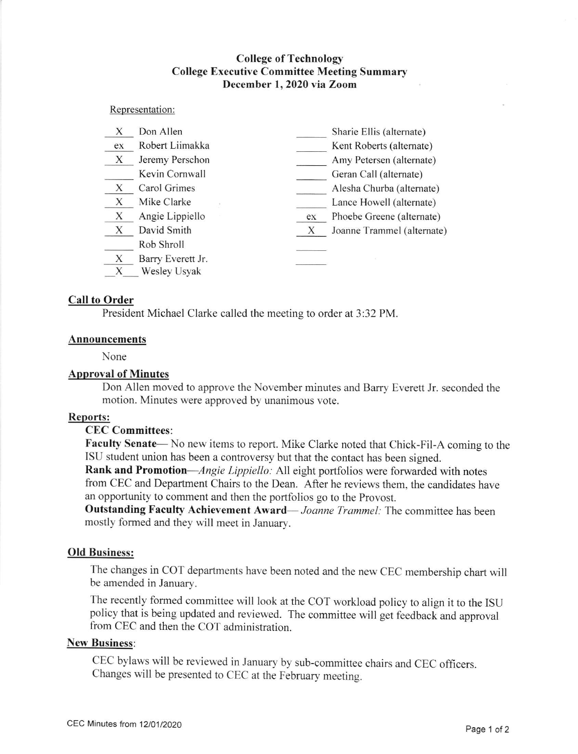# College of Technology
## College Executive Committee Meeting Summary
### December 1, 2020 via Zoom

Representation:

| | | | |
|---|---|---|---|
| X | Don Allen | | Sharie Ellis (alternate) |
| ex | Robert Liimakka | | Kent Roberts (alternate) |
| X | Jeremy Perschon | | Amy Petersen (alternate) |
| | Kevin Cornwall | | Geran Call (alternate) |
| X | Carol Grimes | | Alesha Churba (alternate) |
| X | Mike Clarke | | Lance Howell (alternate) |
| X | Angie Lippiello | ex | Phoebe Greene (alternate) |
| X | David Smith | X | Joanne Trammel (alternate) |
| | Rob Shroll | | |
| X | Barry Everett Jr. | | |
| X | Wesley Usyak | | |

**Call to Order**

President Michael Clarke called the meeting to order at 3:32 PM.

**Announcements**

None

**Approval of Minutes**

Don Allen moved to approve the November minutes and Barry Everett Jr. seconded the motion. Minutes were approved by unanimous vote.

**Reports:**

**CEC Committees**:

**Faculty Senate**— No new items to report. Mike Clarke noted that Chick-Fil-A coming to the ISU student union has been a controversy but that the contact has been signed.

**Rank and Promotion**—*Angie Lippiello:* All eight portfolios were forwarded with notes from CEC and Department Chairs to the Dean. After he reviews them, the candidates have an opportunity to comment and then the portfolios go to the Provost.

**Outstanding Faculty Achievement Award**— *Joanne Trammel:* The committee has been mostly formed and they will meet in January.

**Old Business:**

The changes in COT departments have been noted and the new CEC membership chart will be amended in January.

The recently formed committee will look at the COT workload policy to align it to the ISU policy that is being updated and reviewed. The committee will get feedback and approval from CEC and then the COT administration.

**New Business**:

CEC bylaws will be reviewed in January by sub-committee chairs and CEC officers. Changes will be presented to CEC at the February meeting.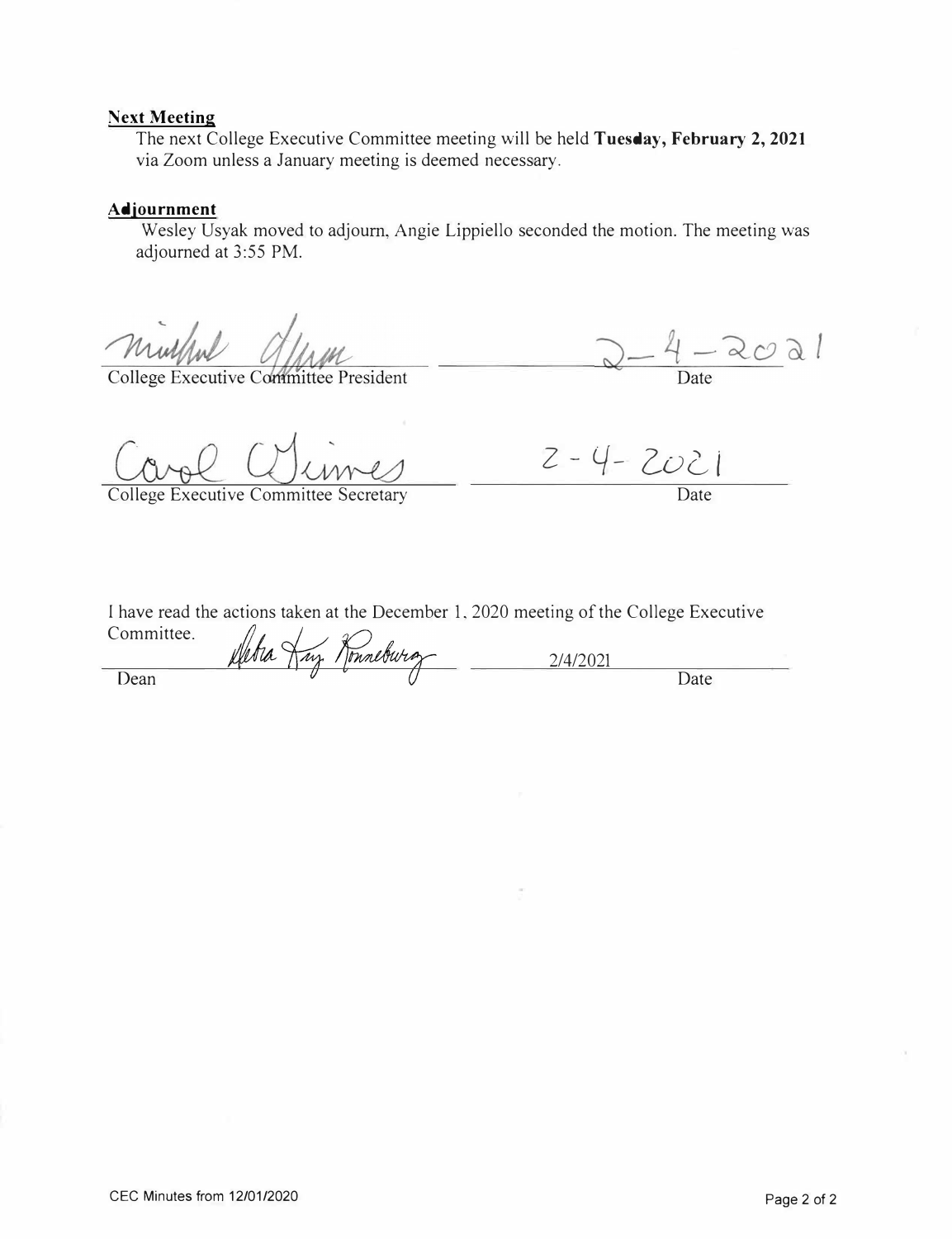**Next Meeting**

The next College Executive Committee meeting will be held **Tuesday, February 2, 2021** via Zoom unless a January meeting is deemed necessary.

**Adjournment**

Wesley Usyak moved to adjourn, Angie Lippiello seconded the motion. The meeting was adjourned at 3:55 PM.

College Executive Committee President — Date: 2-4-2021

College Executive Committee Secretary — Date: 2-4-2021

I have read the actions taken at the December 1, 2020 meeting of the College Executive Committee.

Dean — Date: 2/4/2021